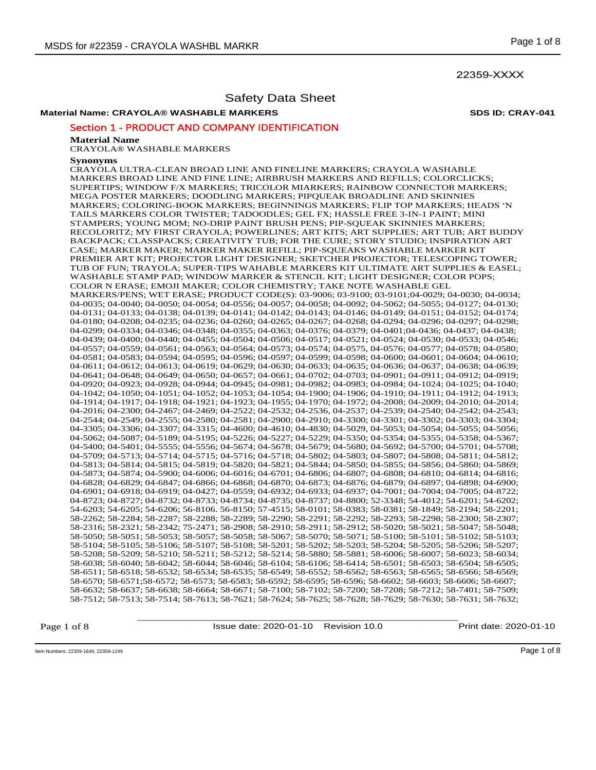22359-XXXX

# Safety Data Sheet

**Material Name: CRAYOLA® WASHABLE MARKERS** **SDS ID: CRAY-041**

## Section 1 - PRODUCT AND COMPANY IDENTIFICATION

**Material Name**

CRAYOLA® WASHABLE MARKERS

**Synonyms**

CRAYOLA ULTRA-CLEAN BROAD LINE AND FINELINE MARKERS; CRAYOLA WASHABLE MARKERS BROAD LINE AND FINE LINE; AIRBRUSH MARKERS AND REFILLS; COLORCLICKS; SUPERTIPS; WINDOW F/X MARKERS; TRICOLOR MIARKERS; RAINBOW CONNECTOR MARKERS; MEGA POSTER MARKERS; DOODLING MARKERS; PIPQUEAK BROADLINE AND SKINNIES MARKERS; COLORING-BOOK MARKERS; BEGINNINGS MARKERS; FLIP TOP MARKERS; HEADS 'N TAILS MARKERS COLOR TWISTER; TADOODLES; GEL FX; HASSLE FREE 3-IN-1 PAINT; MINI STAMPERS; YOUNG MOM; NO-DRIP PAINT BRUSH PENS; PIP-SQUEAK SKINNIES MARKERS; RECOLORITZ; MY FIRST CRAYOLA; POWERLINES; ART KITS; ART SUPPLIES; ART TUB; ART BUDDY BACKPACK; CLASSPACKS; CREATIVITY TUB; FOR THE CURE; STORY STUDIO; INSPIRATION ART CASE; MARKER MAKER; MARKER MAKER REFILL; PIP-SQUEAKS WASHABLE MARKER KIT PREMIER ART KIT; PROJECTOR LIGHT DESIGNER; SKETCHER PROJECTOR; TELESCOPING TOWER; TUB OF FUN; TRAYOLA; SUPER-TIPS WAHABLE MARKERS KIT ULTIMATE ART SUPPLIES & EASEL; WASHABLE STAMP PAD; WINDOW MARKER & STENCIL KIT; LIGHT DESIGNER; COLOR POPS; COLOR N ERASE; EMOJI MAKER; COLOR CHEMISTRY; TAKE NOTE WASHABLE GEL MARKERS/PENS; WET ERASE; PRODUCT CODE(S): 03-9006; 03-9100; 03-9101;04-0029; 04-0030; 04-0034; 04-0035; 04-0040; 04-0050; 04-0054; 04-0556; 04-0057; 04-0058; 04-0092; 04-5062; 04-5055; 04-0127; 04-0130; 04-0131; 04-0133; 04-0138; 04-0139; 04-0141; 04-0142; 04-0143; 04-0146; 04-0149; 04-0151; 04-0152; 04-0174; 04-0180; 04-0208; 04-0235; 04-0236; 04-0260; 04-0265; 04-0267; 04-0268; 04-0294; 04-0296; 04-0297; 04-0298; 04-0299; 04-0334; 04-0346; 04-0348; 04-0355; 04-0363; 04-0376; 04-0379; 04-0401;04-0436; 04-0437; 04-0438; 04-0439; 04-0400; 04-0440; 04-0455; 04-0504; 04-0506; 04-0517; 04-0521; 04-0524; 04-0530; 04-0533; 04-0546; 04-0557; 04-0559; 04-0561; 04-0563; 04-0564; 04-0573; 04-0574; 04-0575, 04-0576; 04-0577; 04-0578; 04-0580; 04-0581; 04-0583; 04-0594; 04-0595; 04-0596; 04-0597; 04-0599; 04-0598; 04-0600; 04-0601; 04-0604; 04-0610; 04-0611; 04-0612; 04-0613; 04-0619; 04-0629; 04-0630; 04-0633; 04-0635; 04-0636; 04-0637; 04-0638; 04-0639; 04-0641; 04-0648; 04-0649; 04-0650; 04-0657; 04-0661; 04-0702; 04-0703; 04-0901; 04-0911; 04-0912; 04-0919; 04-0920; 04-0923; 04-0928; 04-0944; 04-0945; 04-0981; 04-0982; 04-0983; 04-0984; 04-1024; 04-1025; 04-1040; 04-1042; 04-1050; 04-1051; 04-1052; 04-1053; 04-1054; 04-1900; 04-1906; 04-1910; 04-1911; 04-1912; 04-1913; 04-1914; 04-1917; 04-1918; 04-1921; 04-1923; 04-1955; 04-1970; 04-1972; 04-2008; 04-2009; 04-2010; 04-2014; 04-2016; 04-2300; 04-2467; 04-2469; 04-2522; 04-2532; 04-2536, 04-2537; 04-2539; 04-2540; 04-2542; 04-2543; 04-2544; 04-2549; 04-2555; 04-2580; 04-2581; 04-2900; 04-2910; 04-3300; 04-3301; 04-3302; 04-3303; 04-3304; 04-3305; 04-3306; 04-3307; 04-3315; 04-4600; 04-4610; 04-4830; 04-5029, 04-5053; 04-5054; 04-5055; 04-5056; 04-5062; 04-5087; 04-5189; 04-5195; 04-5226; 04-5227; 04-5229; 04-5350; 04-5354; 04-5355; 04-5358; 04-5367; 04-5400; 04-5401; 04-5555; 04-5556; 04-5674; 04-5678; 04-5679; 04-5680; 04-5692; 04-5700; 04-5701; 04-5708; 04-5709; 04-5713; 04-5714; 04-5715; 04-5716; 04-5718; 04-5802; 04-5803; 04-5807; 04-5808; 04-5811; 04-5812; 04-5813; 04-5814; 04-5815; 04-5819; 04-5820; 04-5821; 04-5844; 04-5850; 04-5855; 04-5856; 04-5860; 04-5869; 04-5873; 04-5874; 04-5900; 04-6006; 04-6016; 04-6701; 04-6806; 04-6807; 04-6808; 04-6810; 04-6814; 04-6816; 04-6828; 04-6829; 04-6847; 04-6866; 04-6868; 04-6870; 04-6873; 04-6876; 04-6879; 04-6897; 04-6898; 04-6900; 04-6901; 04-6918; 04-6919; 04-0427; 04-0559; 04-6932; 04-6933; 04-6937; 04-7001; 04-7004; 04-7005; 04-8722; 04-8723; 04-8727; 04-8732; 04-8733; 04-8734; 04-8735; 04-8737; 04-8800; 52-3348; 54-4012; 54-6201; 54-6202; 54-6203; 54-6205; 54-6206; 56-8106. 56-8150; 57-4515; 58-0101; 58-0383; 58-0381; 58-1849; 58-2194; 58-2201; 58-2262; 58-2284; 58-2287; 58-2288; 58-2289; 58-2290; 58-2291; 58-2292; 58-2293; 58-2298; 58-2300; 58-2307; 58-2316; 58-2321; 58-2342; 75-2471; 58-2908; 58-2910; 58-2911; 58-2912; 58-5020; 58-5021; 58-5047; 58-5048; 58-5050; 58-5051; 58-5053; 58-5057; 58-5058; 58-5067; 58-5070; 58-5071; 58-5100; 58-5101; 58-5102; 58-5103; 58-5104; 58-5105; 58-5106; 58-5107; 58-5108; 58-5201; 58-5202; 58-5203; 58-5204; 58-5205; 58-5206; 58-5207; 58-5208; 58-5209; 58-5210; 58-5211; 58-5212; 58-5214; 58-5880; 58-5881; 58-6006; 58-6007; 58-6023; 58-6034; 58-6038; 58-6040; 58-6042; 58-6044; 58-6046; 58-6104; 58-6106; 58-6414; 58-6501; 58-6503; 58-6504; 58-6505; 58-6511; 58-6518; 58-6532; 58-6534; 58-6535; 58-6549; 58-6552; 58-6562; 58-6563; 58-6565; 58-6566; 58-6569; 58-6570; 58-6571;58-6572; 58-6573; 58-6583; 58-6592; 58-6595; 58-6596; 58-6602; 58-6603; 58-6606; 58-6607; 58-6632; 58-6637; 58-6638; 58-6664; 58-6671; 58-7100; 58-7102; 58-7200; 58-7208; 58-7212; 58-7401; 58-7509; 58-7512; 58-7513; 58-7514; 58-7613; 58-7621; 58-7624; 58-7625; 58-7628; 58-7629; 58-7630; 58-7631; 58-7632;

Issue date: 2020-01-10 Revision 10.0 Print date: 2020-01-10

Item Numbers: 22359-1649, 22359-1249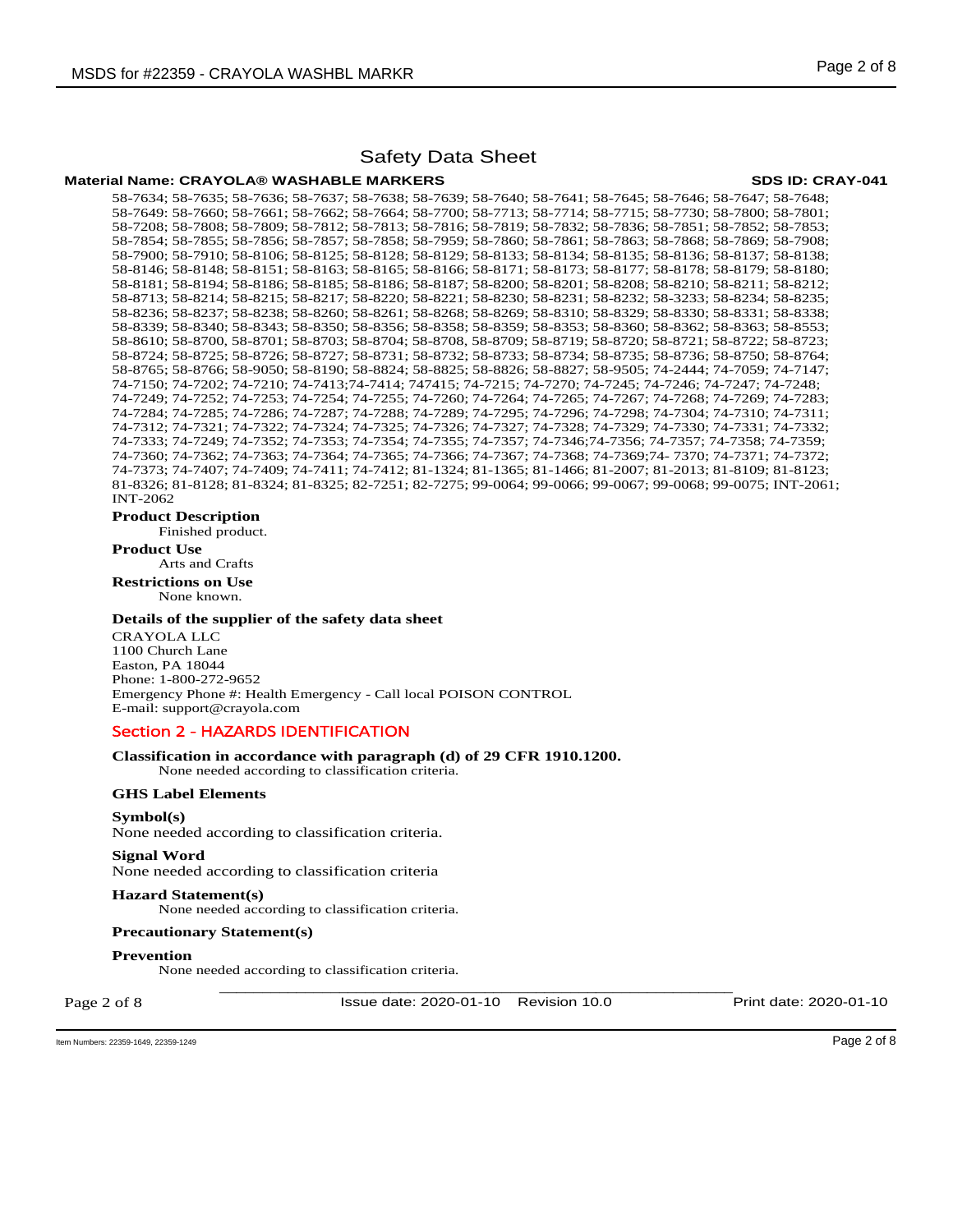# Safety Data Sheet

**Material Name: CRAYOLA® WASHABLE MARKERS** **SDS ID: CRAY-041**

58-7634; 58-7635; 58-7636; 58-7637; 58-7638; 58-7639; 58-7640; 58-7641; 58-7645; 58-7646; 58-7647; 58-7648; 58-7649: 58-7660; 58-7661; 58-7662; 58-7664; 58-7700; 58-7713; 58-7714; 58-7715; 58-7730; 58-7800; 58-7801; 58-7208; 58-7808; 58-7809; 58-7812; 58-7813; 58-7816; 58-7819; 58-7832; 58-7836; 58-7851; 58-7852; 58-7853; 58-7854; 58-7855; 58-7856; 58-7857; 58-7858; 58-7959; 58-7860; 58-7861; 58-7863; 58-7868; 58-7869; 58-7908; 58-7900; 58-7910; 58-8106; 58-8125; 58-8128; 58-8129; 58-8133; 58-8134; 58-8135; 58-8136; 58-8137; 58-8138; 58-8146; 58-8148; 58-8151; 58-8163; 58-8165; 58-8166; 58-8171; 58-8173; 58-8177; 58-8178; 58-8179; 58-8180; 58-8181; 58-8194; 58-8186; 58-8185; 58-8186; 58-8187; 58-8200; 58-8201; 58-8208; 58-8210; 58-8211; 58-8212; 58-8713; 58-8214; 58-8215; 58-8217; 58-8220; 58-8221; 58-8230; 58-8231; 58-8232; 58-3233; 58-8234; 58-8235; 58-8236; 58-8237; 58-8238; 58-8260; 58-8261; 58-8268; 58-8269; 58-8310; 58-8329; 58-8330; 58-8331; 58-8338; 58-8339; 58-8340; 58-8343; 58-8350; 58-8356; 58-8358; 58-8359; 58-8353; 58-8360; 58-8362; 58-8363; 58-8553; 58-8610; 58-8700; 58-8701; 58-8703; 58-8704; 58-8708; 58-8709; 58-8719; 58-8720; 58-8721; 58-8722; 58-8723; 58-8724; 58-8725; 58-8726; 58-8727; 58-8731; 58-8732; 58-8733; 58-8734; 58-8735; 58-8736; 58-8750; 58-8764; 58-8765; 58-8766; 58-9050; 58-8190; 58-8824; 58-8825; 58-8826; 58-8827; 58-9505; 74-2444; 74-7059; 74-7147; 74-7150; 74-7202; 74-7210; 74-7413;74-7414; 747415; 74-7215; 74-7270; 74-7245; 74-7246; 74-7247; 74-7248; 74-7249; 74-7252; 74-7253; 74-7254; 74-7255; 74-7260; 74-7264; 74-7265; 74-7267; 74-7268; 74-7269; 74-7283; 74-7284; 74-7285; 74-7286; 74-7287; 74-7288; 74-7289; 74-7295; 74-7296; 74-7298; 74-7304; 74-7310; 74-7311; 74-7312; 74-7321; 74-7322; 74-7324; 74-7325; 74-7326; 74-7327; 74-7328; 74-7329; 74-7330; 74-7331; 74-7332; 74-7333; 74-7249; 74-7352; 74-7353; 74-7354; 74-7355; 74-7357; 74-7346;74-7356; 74-7357; 74-7358; 74-7359; 74-7360; 74-7362; 74-7363; 74-7364; 74-7365; 74-7366; 74-7367; 74-7368; 74-7369;74- 7370; 74-7371; 74-7372; 74-7373; 74-7407; 74-7409; 74-7411; 74-7412; 81-1324; 81-1365; 81-1466; 81-2007; 81-2013; 81-8109; 81-8123; 81-8326; 81-8128; 81-8324; 81-8325; 82-7251; 82-7275; 99-0064; 99-0066; 99-0067; 99-0068; 99-0075; INT-2061; INT-2062

**Product Description**

Finished product.

**Product Use**

Arts and Crafts

**Restrictions on Use**

None known.

**Details of the supplier of the safety data sheet**

CRAYOLA LLC
1100 Church Lane
Easton, PA 18044
Phone: 1-800-272-9652
Emergency Phone #: Health Emergency - Call local POISON CONTROL
E-mail: support@crayola.com

## Section 2 - HAZARDS IDENTIFICATION

**Classification in accordance with paragraph (d) of 29 CFR 1910.1200.**

None needed according to classification criteria.

**GHS Label Elements**

**Symbol(s)**

None needed according to classification criteria.

**Signal Word**

None needed according to classification criteria

**Hazard Statement(s)**

None needed according to classification criteria.

**Precautionary Statement(s)**

**Prevention**

None needed according to classification criteria.

Issue date: 2020-01-10 Revision 10.0 Print date: 2020-01-10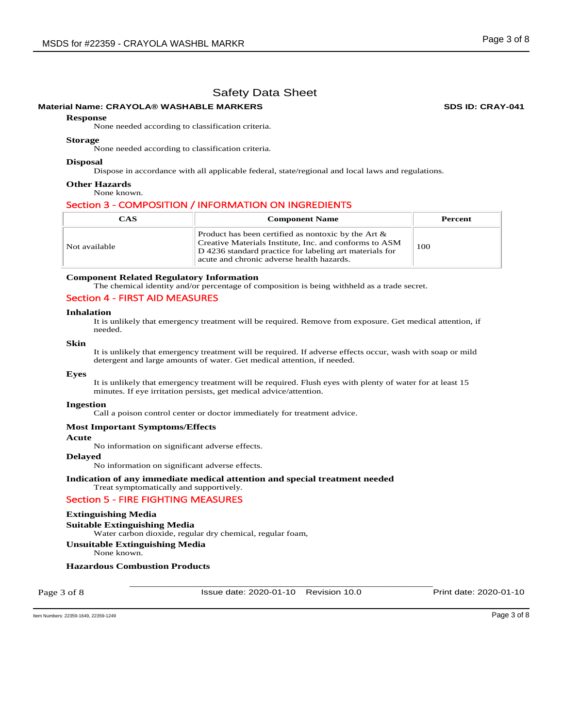# Safety Data Sheet

**Material Name: CRAYOLA® WASHABLE MARKERS** **SDS ID: CRAY-041**

**Response**

None needed according to classification criteria.

**Storage**

None needed according to classification criteria.

**Disposal**

Dispose in accordance with all applicable federal, state/regional and local laws and regulations.

**Other Hazards**

None known.

## Section 3 - COMPOSITION / INFORMATION ON INGREDIENTS

| CAS | Component Name | Percent |
|---|---|---|
| Not available | Product has been certified as nontoxic by the Art & Creative Materials Institute, Inc. and conforms to ASM D 4236 standard practice for labeling art materials for acute and chronic adverse health hazards. | 100 |

**Component Related Regulatory Information**

The chemical identity and/or percentage of composition is being withheld as a trade secret.

## Section 4 - FIRST AID MEASURES

**Inhalation**

It is unlikely that emergency treatment will be required. Remove from exposure. Get medical attention, if needed.

**Skin**

It is unlikely that emergency treatment will be required. If adverse effects occur, wash with soap or mild detergent and large amounts of water. Get medical attention, if needed.

**Eyes**

It is unlikely that emergency treatment will be required. Flush eyes with plenty of water for at least 15 minutes. If eye irritation persists, get medical advice/attention.

**Ingestion**

Call a poison control center or doctor immediately for treatment advice.

**Most Important Symptoms/Effects**

**Acute**

No information on significant adverse effects.

**Delayed**

No information on significant adverse effects.

**Indication of any immediate medical attention and special treatment needed**

Treat symptomatically and supportively.

## Section 5 - FIRE FIGHTING MEASURES

**Extinguishing Media**

**Suitable Extinguishing Media**

Water carbon dioxide, regular dry chemical, regular foam,

**Unsuitable Extinguishing Media**

None known.

**Hazardous Combustion Products**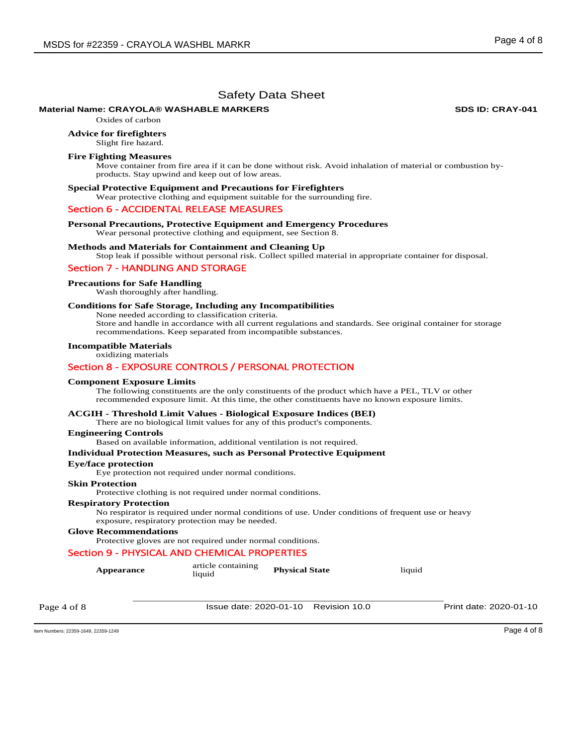Oxides of carbon

**Advice for firefighters**

Slight fire hazard.

**Fire Fighting Measures**

Move container from fire area if it can be done without risk. Avoid inhalation of material or combustion by-products. Stay upwind and keep out of low areas.

**Special Protective Equipment and Precautions for Firefighters**

Wear protective clothing and equipment suitable for the surrounding fire.

## Section 6 - ACCIDENTAL RELEASE MEASURES

**Personal Precautions, Protective Equipment and Emergency Procedures**

Wear personal protective clothing and equipment, see Section 8.

**Methods and Materials for Containment and Cleaning Up**

Stop leak if possible without personal risk. Collect spilled material in appropriate container for disposal.

## Section 7 - HANDLING AND STORAGE

**Precautions for Safe Handling**

Wash thoroughly after handling.

**Conditions for Safe Storage, Including any Incompatibilities**

None needed according to classification criteria.
Store and handle in accordance with all current regulations and standards. See original container for storage recommendations. Keep separated from incompatible substances.

**Incompatible Materials**

oxidizing materials

## Section 8 - EXPOSURE CONTROLS / PERSONAL PROTECTION

**Component Exposure Limits**

The following constituents are the only constituents of the product which have a PEL, TLV or other recommended exposure limit. At this time, the other constituents have no known exposure limits.

**ACGIH - Threshold Limit Values - Biological Exposure Indices (BEI)**

There are no biological limit values for any of this product's components.

**Engineering Controls**

Based on available information, additional ventilation is not required.

**Individual Protection Measures, such as Personal Protective Equipment**

**Eye/face protection**

Eye protection not required under normal conditions.

**Skin Protection**

Protective clothing is not required under normal conditions.

**Respiratory Protection**

No respirator is required under normal conditions of use. Under conditions of frequent use or heavy exposure, respiratory protection may be needed.

**Glove Recommendations**

Protective gloves are not required under normal conditions.

## Section 9 - PHYSICAL AND CHEMICAL PROPERTIES

| | | | |
|---|---|---|---|
| **Appearance** | article containing liquid | **Physical State** | liquid |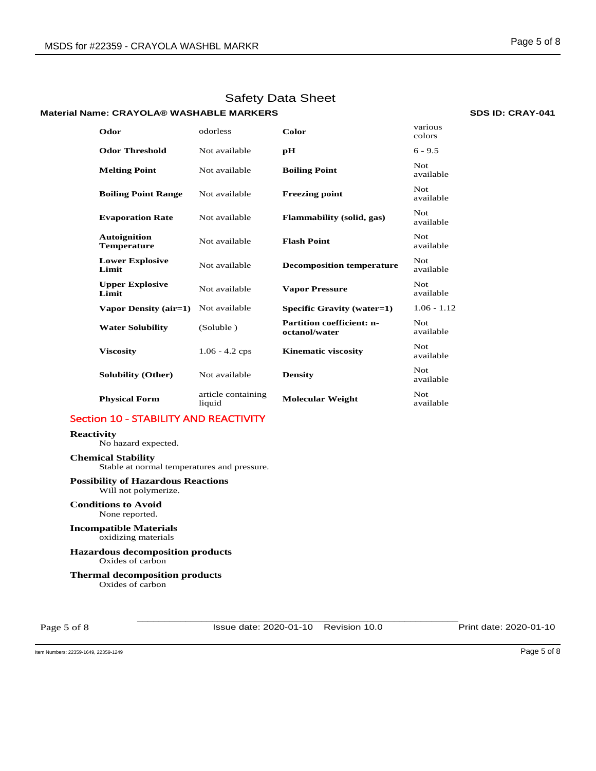# Safety Data Sheet

**Material Name: CRAYOLA® WASHABLE MARKERS** **SDS ID: CRAY-041**

| | | | |
|---|---|---|---|
| **Odor** | odorless | **Color** | various colors |
| **Odor Threshold** | Not available | **pH** | 6 - 9.5 |
| **Melting Point** | Not available | **Boiling Point** | Not available |
| **Boiling Point Range** | Not available | **Freezing point** | Not available |
| **Evaporation Rate** | Not available | **Flammability (solid, gas)** | Not available |
| **Autoignition Temperature** | Not available | **Flash Point** | Not available |
| **Lower Explosive Limit** | Not available | **Decomposition temperature** | Not available |
| **Upper Explosive Limit** | Not available | **Vapor Pressure** | Not available |
| **Vapor Density (air=1)** | Not available | **Specific Gravity (water=1)** | 1.06 - 1.12 |
| **Water Solubility** | (Soluble ) | **Partition coefficient: n-octanol/water** | Not available |
| **Viscosity** | 1.06 - 4.2 cps | **Kinematic viscosity** | Not available |
| **Solubility (Other)** | Not available | **Density** | Not available |
| **Physical Form** | article containing liquid | **Molecular Weight** | Not available |

## Section 10 - STABILITY AND REACTIVITY

**Reactivity**
No hazard expected.

**Chemical Stability**
Stable at normal temperatures and pressure.

**Possibility of Hazardous Reactions**
Will not polymerize.

**Conditions to Avoid**
None reported.

**Incompatible Materials**
oxidizing materials

**Hazardous decomposition products**
Oxides of carbon

**Thermal decomposition products**
Oxides of carbon

Issue date: 2020-01-10 Revision 10.0 Print date: 2020-01-10

Item Numbers: 22359-1649, 22359-1249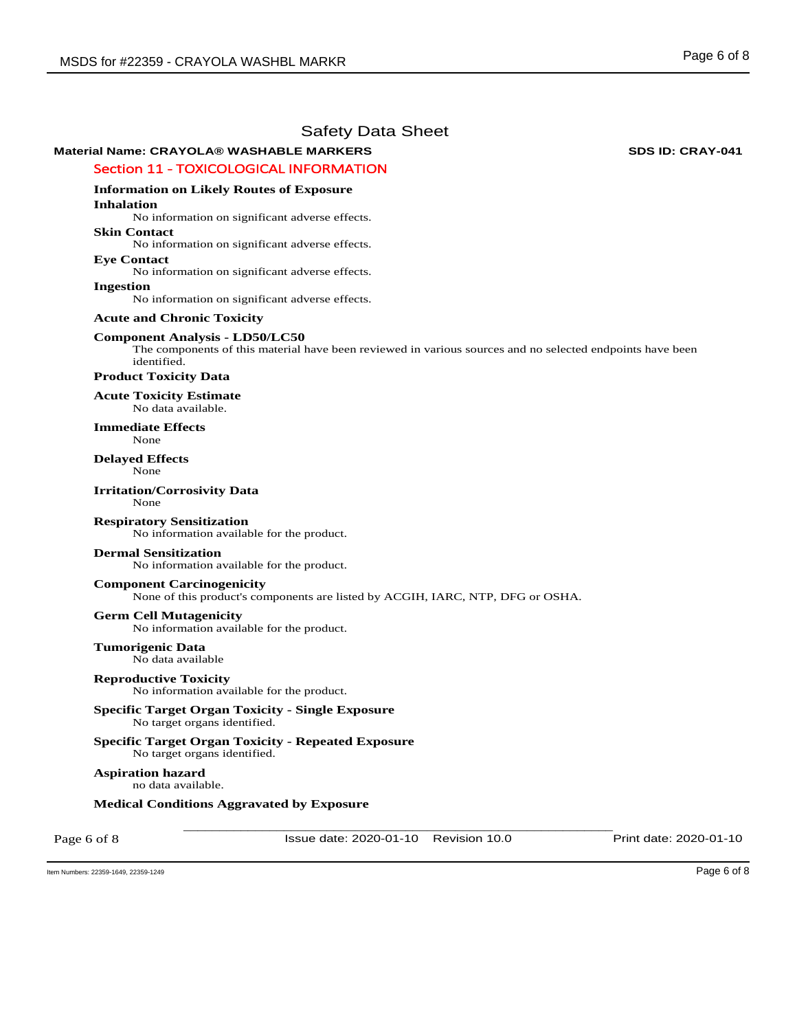# Safety Data Sheet

**Material Name: CRAYOLA® WASHABLE MARKERS** **SDS ID: CRAY-041**

## Section 11 - TOXICOLOGICAL INFORMATION

### Information on Likely Routes of Exposure

**Inhalation**

No information on significant adverse effects.

**Skin Contact**

No information on significant adverse effects.

**Eye Contact**

No information on significant adverse effects.

**Ingestion**

No information on significant adverse effects.

### Acute and Chronic Toxicity

**Component Analysis - LD50/LC50**

The components of this material have been reviewed in various sources and no selected endpoints have been identified.

**Product Toxicity Data**

**Acute Toxicity Estimate**

No data available.

**Immediate Effects**

None

**Delayed Effects**

None

**Irritation/Corrosivity Data**

None

**Respiratory Sensitization**

No information available for the product.

**Dermal Sensitization**

No information available for the product.

**Component Carcinogenicity**

None of this product's components are listed by ACGIH, IARC, NTP, DFG or OSHA.

**Germ Cell Mutagenicity**

No information available for the product.

**Tumorigenic Data**

No data available

**Reproductive Toxicity**

No information available for the product.

**Specific Target Organ Toxicity - Single Exposure**

No target organs identified.

**Specific Target Organ Toxicity - Repeated Exposure**

No target organs identified.

**Aspiration hazard**

no data available.

**Medical Conditions Aggravated by Exposure**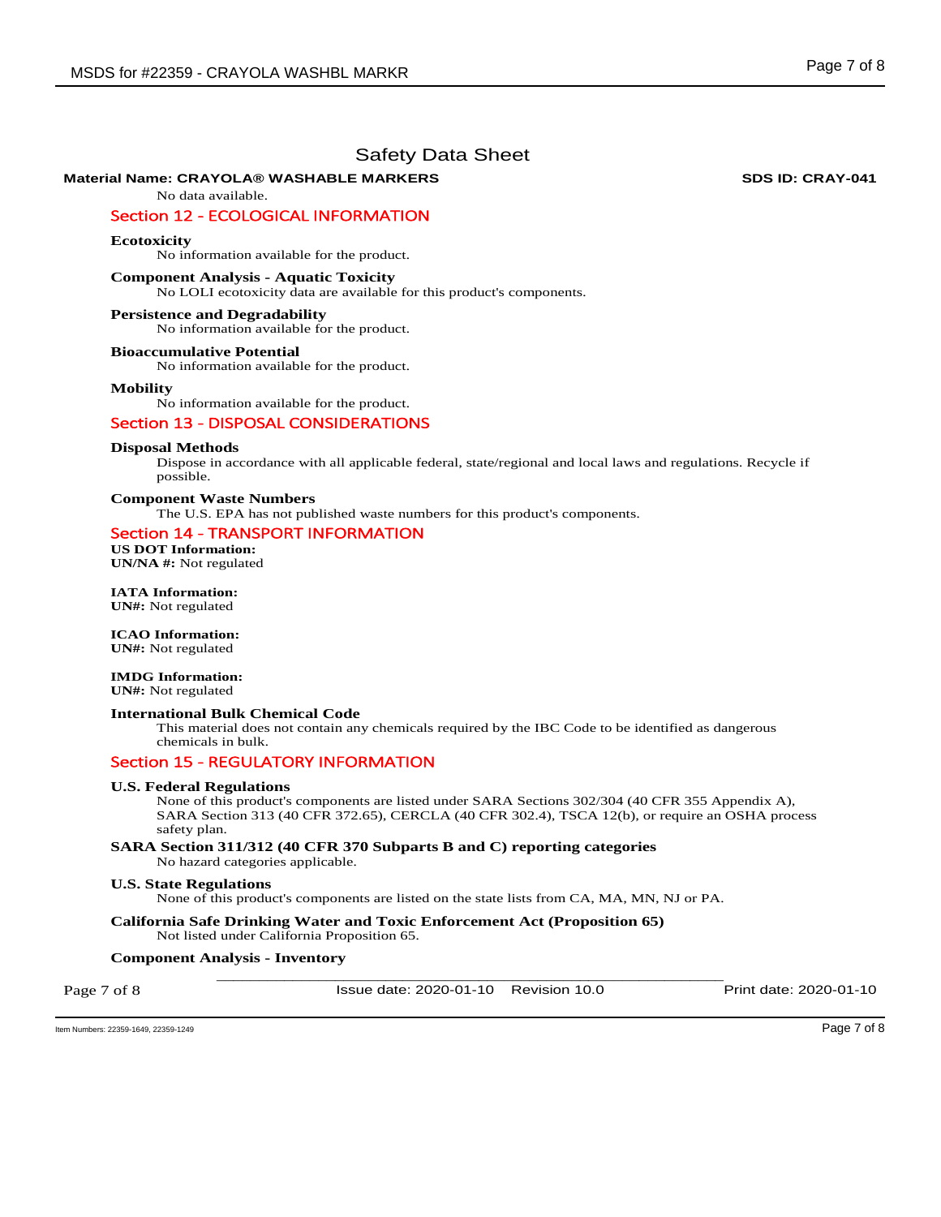No data available.

## Section 12 - ECOLOGICAL INFORMATION

**Ecotoxicity**

No information available for the product.

**Component Analysis - Aquatic Toxicity**

No LOLI ecotoxicity data are available for this product's components.

**Persistence and Degradability**

No information available for the product.

**Bioaccumulative Potential**

No information available for the product.

**Mobility**

No information available for the product.

## Section 13 - DISPOSAL CONSIDERATIONS

**Disposal Methods**

Dispose in accordance with all applicable federal, state/regional and local laws and regulations. Recycle if possible.

**Component Waste Numbers**

The U.S. EPA has not published waste numbers for this product's components.

## Section 14 - TRANSPORT INFORMATION

**US DOT Information:**
**UN/NA #:** Not regulated

**IATA Information:**
**UN#:** Not regulated

**ICAO Information:**
**UN#:** Not regulated

**IMDG Information:**
**UN#:** Not regulated

**International Bulk Chemical Code**

This material does not contain any chemicals required by the IBC Code to be identified as dangerous chemicals in bulk.

## Section 15 - REGULATORY INFORMATION

**U.S. Federal Regulations**

None of this product's components are listed under SARA Sections 302/304 (40 CFR 355 Appendix A), SARA Section 313 (40 CFR 372.65), CERCLA (40 CFR 302.4), TSCA 12(b), or require an OSHA process safety plan.

**SARA Section 311/312 (40 CFR 370 Subparts B and C) reporting categories**

No hazard categories applicable.

**U.S. State Regulations**

None of this product's components are listed on the state lists from CA, MA, MN, NJ or PA.

**California Safe Drinking Water and Toxic Enforcement Act (Proposition 65)**

Not listed under California Proposition 65.

**Component Analysis - Inventory**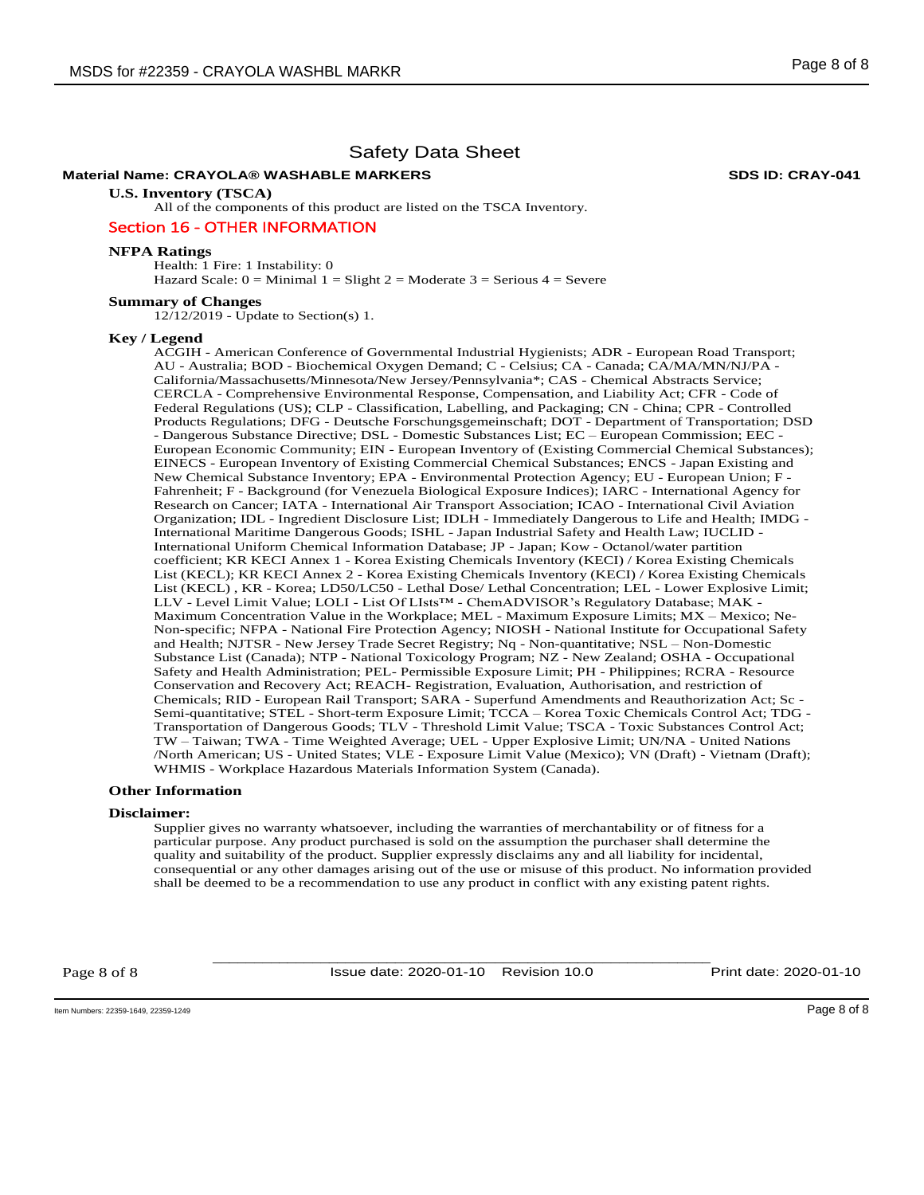# Safety Data Sheet

**Material Name: CRAYOLA® WASHABLE MARKERS** **SDS ID: CRAY-041**

**U.S. Inventory (TSCA)**

All of the components of this product are listed on the TSCA Inventory.

## Section 16 - OTHER INFORMATION

**NFPA Ratings**

Health: 1 Fire: 1 Instability: 0
Hazard Scale: 0 = Minimal 1 = Slight 2 = Moderate 3 = Serious 4 = Severe

**Summary of Changes**

12/12/2019 - Update to Section(s) 1.

**Key / Legend**

ACGIH - American Conference of Governmental Industrial Hygienists; ADR - European Road Transport; AU - Australia; BOD - Biochemical Oxygen Demand; C - Celsius; CA - Canada; CA/MA/MN/NJ/PA - California/Massachusetts/Minnesota/New Jersey/Pennsylvania*; CAS - Chemical Abstracts Service; CERCLA - Comprehensive Environmental Response, Compensation, and Liability Act; CFR - Code of Federal Regulations (US); CLP - Classification, Labelling, and Packaging; CN - China; CPR - Controlled Products Regulations; DFG - Deutsche Forschungsgemeinschaft; DOT - Department of Transportation; DSD - Dangerous Substance Directive; DSL - Domestic Substances List; EC – European Commission; EEC - European Economic Community; EIN - European Inventory of (Existing Commercial Chemical Substances); EINECS - European Inventory of Existing Commercial Chemical Substances; ENCS - Japan Existing and New Chemical Substance Inventory; EPA - Environmental Protection Agency; EU - European Union; F - Fahrenheit; F - Background (for Venezuela Biological Exposure Indices); IARC - International Agency for Research on Cancer; IATA - International Air Transport Association; ICAO - International Civil Aviation Organization; IDL - Ingredient Disclosure List; IDLH - Immediately Dangerous to Life and Health; IMDG - International Maritime Dangerous Goods; ISHL - Japan Industrial Safety and Health Law; IUCLID - International Uniform Chemical Information Database; JP - Japan; Kow - Octanol/water partition coefficient; KR KECI Annex 1 - Korea Existing Chemicals Inventory (KECI) / Korea Existing Chemicals List (KECL); KR KECI Annex 2 - Korea Existing Chemicals Inventory (KECI) / Korea Existing Chemicals List (KECL) , KR - Korea; LD50/LC50 - Lethal Dose/ Lethal Concentration; LEL - Lower Explosive Limit; LLV - Level Limit Value; LOLI - List Of LIsts™ - ChemADVISOR's Regulatory Database; MAK - Maximum Concentration Value in the Workplace; MEL - Maximum Exposure Limits; MX – Mexico; Ne- Non-specific; NFPA - National Fire Protection Agency; NIOSH - National Institute for Occupational Safety and Health; NJTSR - New Jersey Trade Secret Registry; Nq - Non-quantitative; NSL – Non-Domestic Substance List (Canada); NTP - National Toxicology Program; NZ - New Zealand; OSHA - Occupational Safety and Health Administration; PEL- Permissible Exposure Limit; PH - Philippines; RCRA - Resource Conservation and Recovery Act; REACH- Registration, Evaluation, Authorisation, and restriction of Chemicals; RID - European Rail Transport; SARA - Superfund Amendments and Reauthorization Act; Sc - Semi-quantitative; STEL - Short-term Exposure Limit; TCCA – Korea Toxic Chemicals Control Act; TDG - Transportation of Dangerous Goods; TLV - Threshold Limit Value; TSCA - Toxic Substances Control Act; TW – Taiwan; TWA - Time Weighted Average; UEL - Upper Explosive Limit; UN/NA - United Nations /North American; US - United States; VLE - Exposure Limit Value (Mexico); VN (Draft) - Vietnam (Draft); WHMIS - Workplace Hazardous Materials Information System (Canada).

**Other Information**

**Disclaimer:**

Supplier gives no warranty whatsoever, including the warranties of merchantability or of fitness for a particular purpose. Any product purchased is sold on the assumption the purchaser shall determine the quality and suitability of the product. Supplier expressly disclaims any and all liability for incidental, consequential or any other damages arising out of the use or misuse of this product. No information provided shall be deemed to be a recommendation to use any product in conflict with any existing patent rights.

Issue date: 2020-01-10 Revision 10.0 Print date: 2020-01-10

Item Numbers: 22359-1649, 22359-1249